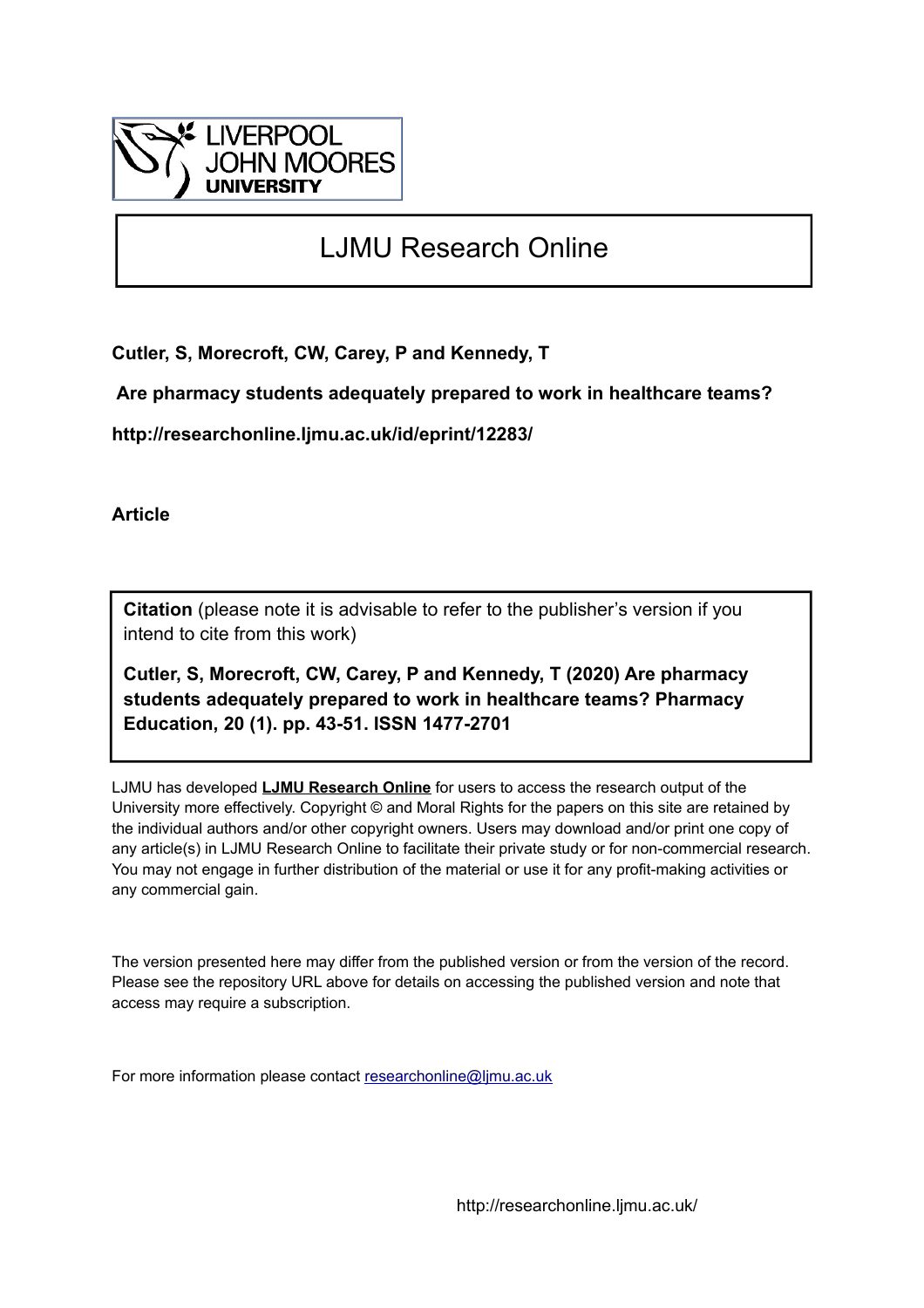LIVERPOOL JOHN MOORES UNIVERSITY

# LJMU Research Online

**Cutler, S, Morecroft, CW, Carey, P and Kennedy, T**

**Are pharmacy students adequately prepared to work in healthcare teams?**

**http://researchonline.ljmu.ac.uk/id/eprint/12283/**

**Article**

**Citation** (please note it is advisable to refer to the publisher's version if you intend to cite from this work)

**Cutler, S, Morecroft, CW, Carey, P and Kennedy, T (2020) Are pharmacy students adequately prepared to work in healthcare teams? Pharmacy Education, 20 (1). pp. 43-51. ISSN 1477-2701**

LJMU has developed **LJMU Research Online** for users to access the research output of the University more effectively. Copyright © and Moral Rights for the papers on this site are retained by the individual authors and/or other copyright owners. Users may download and/or print one copy of any article(s) in LJMU Research Online to facilitate their private study or for non-commercial research. You may not engage in further distribution of the material or use it for any profit-making activities or any commercial gain.

The version presented here may differ from the published version or from the version of the record. Please see the repository URL above for details on accessing the published version and note that access may require a subscription.

For more information please contact researchonline@ljmu.ac.uk

http://researchonline.ljmu.ac.uk/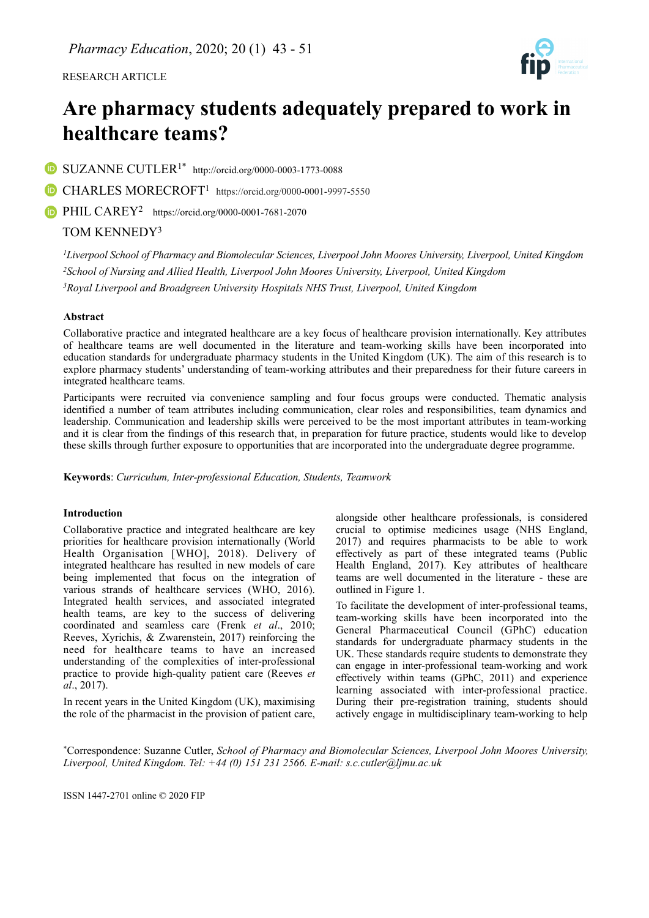RESEARCH ARTICLE

# Are pharmacy students adequately prepared to work in healthcare teams?

SUZANNE CUTLER[1*] http://orcid.org/0000-0003-1773-0088

CHARLES MORECROFT[1] https://orcid.org/0000-0001-9997-5550

PHIL CAREY[2] https://orcid.org/0000-0001-7681-2070

TOM KENNEDY[3]

*[1]Liverpool School of Pharmacy and Biomolecular Sciences, Liverpool John Moores University, Liverpool, United Kingdom*

*[2]School of Nursing and Allied Health, Liverpool John Moores University, Liverpool, United Kingdom*

*[3]Royal Liverpool and Broadgreen University Hospitals NHS Trust, Liverpool, United Kingdom*

### Abstract

Collaborative practice and integrated healthcare are a key focus of healthcare provision internationally. Key attributes of healthcare teams are well documented in the literature and team-working skills have been incorporated into education standards for undergraduate pharmacy students in the United Kingdom (UK). The aim of this research is to explore pharmacy students' understanding of team-working attributes and their preparedness for their future careers in integrated healthcare teams.

Participants were recruited via convenience sampling and four focus groups were conducted. Thematic analysis identified a number of team attributes including communication, clear roles and responsibilities, team dynamics and leadership. Communication and leadership skills were perceived to be the most important attributes in team-working and it is clear from the findings of this research that, in preparation for future practice, students would like to develop these skills through further exposure to opportunities that are incorporated into the undergraduate degree programme.

**Keywords**: *Curriculum, Inter-professional Education, Students, Teamwork*

### Introduction

Collaborative practice and integrated healthcare are key priorities for healthcare provision internationally (World Health Organisation [WHO], 2018). Delivery of integrated healthcare has resulted in new models of care being implemented that focus on the integration of various strands of healthcare services (WHO, 2016). Integrated health services, and associated integrated health teams, are key to the success of delivering coordinated and seamless care (Frenk *et al*., 2010; Reeves, Xyrichis, & Zwarenstein, 2017) reinforcing the need for healthcare teams to have an increased understanding of the complexities of inter-professional practice to provide high-quality patient care (Reeves *et al*., 2017).

In recent years in the United Kingdom (UK), maximising the role of the pharmacist in the provision of patient care, alongside other healthcare professionals, is considered crucial to optimise medicines usage (NHS England, 2017) and requires pharmacists to be able to work effectively as part of these integrated teams (Public Health England, 2017). Key attributes of healthcare teams are well documented in the literature - these are outlined in Figure 1.

To facilitate the development of inter-professional teams, team-working skills have been incorporated into the General Pharmaceutical Council (GPhC) education standards for undergraduate pharmacy students in the UK. These standards require students to demonstrate they can engage in inter-professional team-working and work effectively within teams (GPhC, 2011) and experience learning associated with inter-professional practice. During their pre-registration training, students should actively engage in multidisciplinary team-working to help

[*]Correspondence: Suzanne Cutler, *School of Pharmacy and Biomolecular Sciences, Liverpool John Moores University, Liverpool, United Kingdom. Tel: +44 (0) 151 231 2566. E-mail: s.c.cutler@ljmu.ac.uk*

ISSN 1447-2701 online © 2020 FIP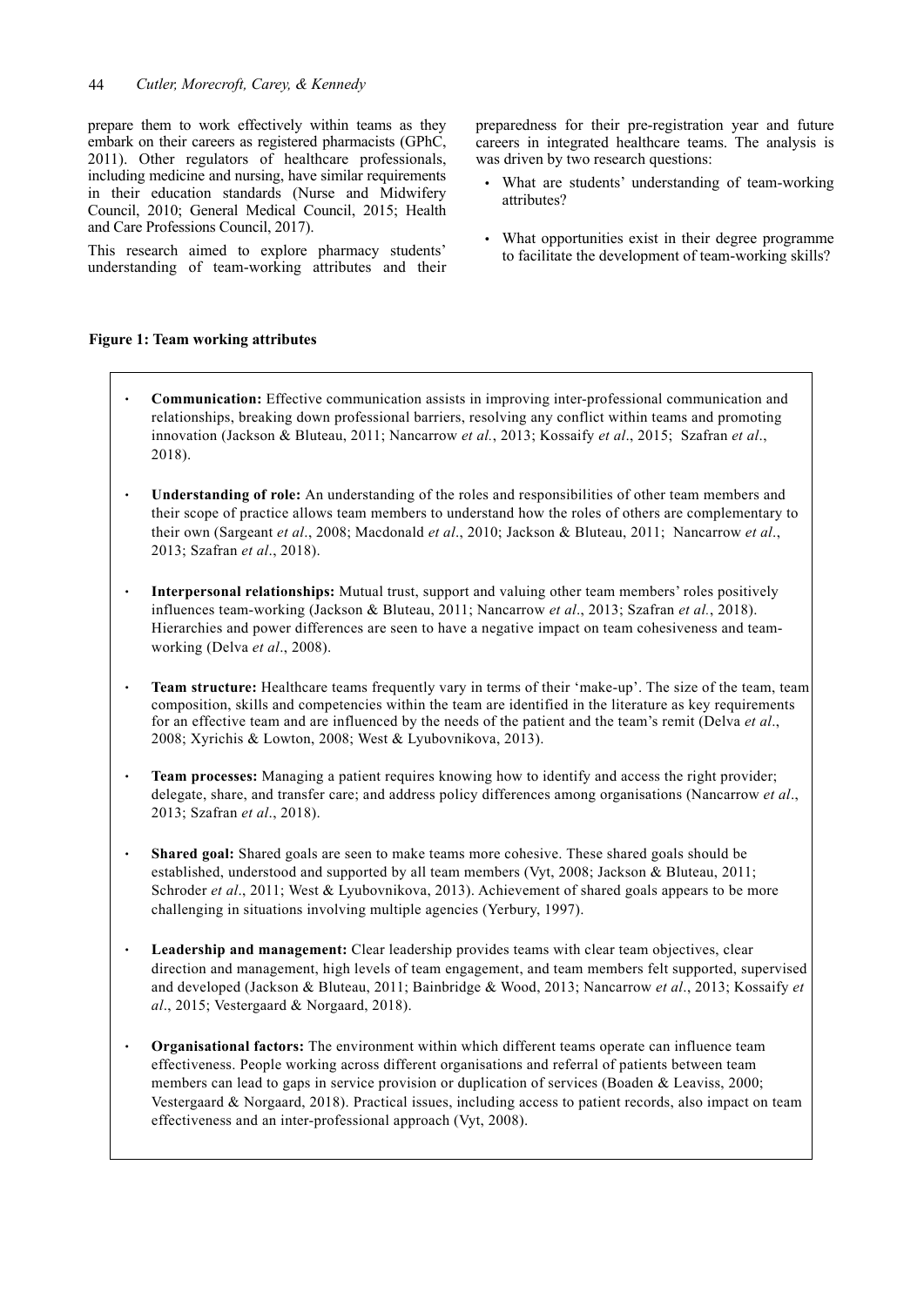prepare them to work effectively within teams as they embark on their careers as registered pharmacists (GPhC, 2011). Other regulators of healthcare professionals, including medicine and nursing, have similar requirements in their education standards (Nurse and Midwifery Council, 2010; General Medical Council, 2015; Health and Care Professions Council, 2017).

This research aimed to explore pharmacy students' understanding of team-working attributes and their preparedness for their pre-registration year and future careers in integrated healthcare teams. The analysis is was driven by two research questions:

- What are students' understanding of team-working attributes?
- What opportunities exist in their degree programme to facilitate the development of team-working skills?

**Figure 1: Team working attributes**

- **Communication:** Effective communication assists in improving inter-professional communication and relationships, breaking down professional barriers, resolving any conflict within teams and promoting innovation (Jackson & Bluteau, 2011; Nancarrow *et al.*, 2013; Kossaify *et al*., 2015; Szafran *et al*., 2018).
- **Understanding of role:** An understanding of the roles and responsibilities of other team members and their scope of practice allows team members to understand how the roles of others are complementary to their own (Sargeant *et al*., 2008; Macdonald *et al*., 2010; Jackson & Bluteau, 2011; Nancarrow *et al*., 2013; Szafran *et al*., 2018).
- **Interpersonal relationships:** Mutual trust, support and valuing other team members' roles positively influences team-working (Jackson & Bluteau, 2011; Nancarrow *et al*., 2013; Szafran *et al.*, 2018). Hierarchies and power differences are seen to have a negative impact on team cohesiveness and team-working (Delva *et al*., 2008).
- **Team structure:** Healthcare teams frequently vary in terms of their 'make-up'. The size of the team, team composition, skills and competencies within the team are identified in the literature as key requirements for an effective team and are influenced by the needs of the patient and the team's remit (Delva *et al*., 2008; Xyrichis & Lowton, 2008; West & Lyubovnikova, 2013).
- **Team processes:** Managing a patient requires knowing how to identify and access the right provider; delegate, share, and transfer care; and address policy differences among organisations (Nancarrow *et al*., 2013; Szafran *et al*., 2018).
- **Shared goal:** Shared goals are seen to make teams more cohesive. These shared goals should be established, understood and supported by all team members (Vyt, 2008; Jackson & Bluteau, 2011; Schroder *et al*., 2011; West & Lyubovnikova, 2013). Achievement of shared goals appears to be more challenging in situations involving multiple agencies (Yerbury, 1997).
- **Leadership and management:** Clear leadership provides teams with clear team objectives, clear direction and management, high levels of team engagement, and team members felt supported, supervised and developed (Jackson & Bluteau, 2011; Bainbridge & Wood, 2013; Nancarrow *et al*., 2013; Kossaify *et al*., 2015; Vestergaard & Norgaard, 2018).
- **Organisational factors:** The environment within which different teams operate can influence team effectiveness. People working across different organisations and referral of patients between team members can lead to gaps in service provision or duplication of services (Boaden & Leaviss, 2000; Vestergaard & Norgaard, 2018). Practical issues, including access to patient records, also impact on team effectiveness and an inter-professional approach (Vyt, 2008).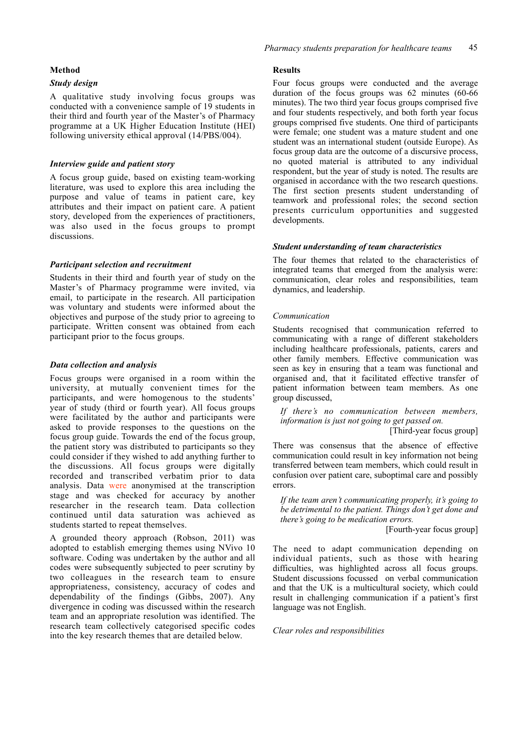## Method

### Study design

A qualitative study involving focus groups was conducted with a convenience sample of 19 students in their third and fourth year of the Master's of Pharmacy programme at a UK Higher Education Institute (HEI) following university ethical approval (14/PBS/004).

### Interview guide and patient story

A focus group guide, based on existing team-working literature, was used to explore this area including the purpose and value of teams in patient care, key attributes and their impact on patient care. A patient story, developed from the experiences of practitioners, was also used in the focus groups to prompt discussions.

### Participant selection and recruitment

Students in their third and fourth year of study on the Master's of Pharmacy programme were invited, via email, to participate in the research. All participation was voluntary and students were informed about the objectives and purpose of the study prior to agreeing to participate. Written consent was obtained from each participant prior to the focus groups.

### Data collection and analysis

Focus groups were organised in a room within the university, at mutually convenient times for the participants, and were homogenous to the students' year of study (third or fourth year). All focus groups were facilitated by the author and participants were asked to provide responses to the questions on the focus group guide. Towards the end of the focus group, the patient story was distributed to participants so they could consider if they wished to add anything further to the discussions. All focus groups were digitally recorded and transcribed verbatim prior to data analysis. Data were anonymised at the transcription stage and was checked for accuracy by another researcher in the research team. Data collection continued until data saturation was achieved as students started to repeat themselves.

A grounded theory approach (Robson, 2011) was adopted to establish emerging themes using NVivo 10 software. Coding was undertaken by the author and all codes were subsequently subjected to peer scrutiny by two colleagues in the research team to ensure appropriateness, consistency, accuracy of codes and dependability of the findings (Gibbs, 2007). Any divergence in coding was discussed within the research team and an appropriate resolution was identified. The research team collectively categorised specific codes into the key research themes that are detailed below.

## Results

Four focus groups were conducted and the average duration of the focus groups was 62 minutes (60-66 minutes). The two third year focus groups comprised five and four students respectively, and both forth year focus groups comprised five students. One third of participants were female; one student was a mature student and one student was an international student (outside Europe). As focus group data are the outcome of a discursive process, no quoted material is attributed to any individual respondent, but the year of study is noted. The results are organised in accordance with the two research questions. The first section presents student understanding of teamwork and professional roles; the second section presents curriculum opportunities and suggested developments.

### Student understanding of team characteristics

The four themes that related to the characteristics of integrated teams that emerged from the analysis were: communication, clear roles and responsibilities, team dynamics, and leadership.

#### *Communication*

Students recognised that communication referred to communicating with a range of different stakeholders including healthcare professionals, patients, carers and other family members. Effective communication was seen as key in ensuring that a team was functional and organised and, that it facilitated effective transfer of patient information between team members. As one group discussed,

> *If there's no communication between members, information is just not going to get passed on.*
>
> [Third-year focus group]

There was consensus that the absence of effective communication could result in key information not being transferred between team members, which could result in confusion over patient care, suboptimal care and possibly errors.

> *If the team aren't communicating properly, it's going to be detrimental to the patient. Things don't get done and there's going to be medication errors.*
>
> [Fourth-year focus group]

The need to adapt communication depending on individual patients, such as those with hearing difficulties, was highlighted across all focus groups. Student discussions focussed on verbal communication and that the UK is a multicultural society, which could result in challenging communication if a patient's first language was not English.

#### *Clear roles and responsibilities*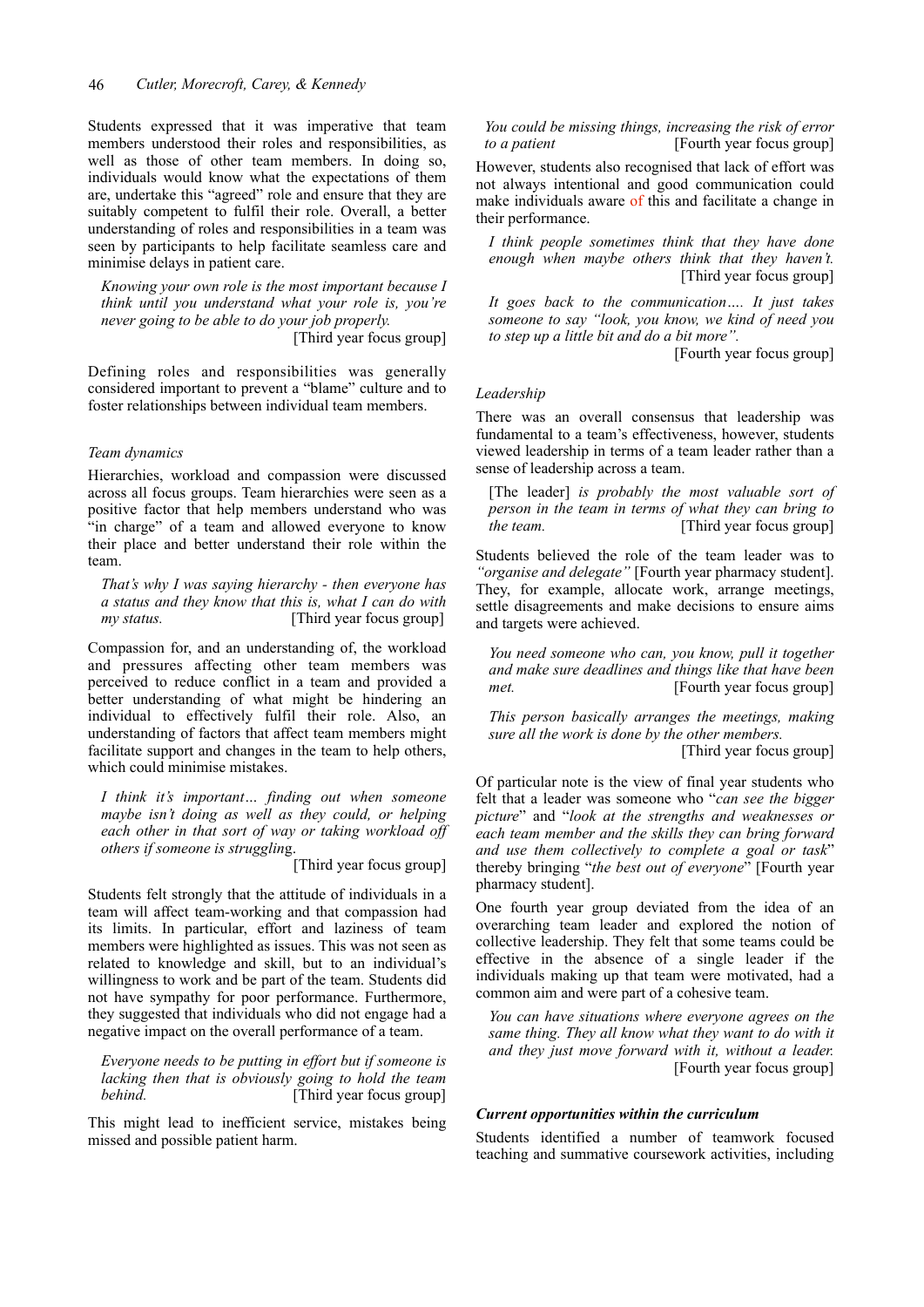Students expressed that it was imperative that team members understood their roles and responsibilities, as well as those of other team members. In doing so, individuals would know what the expectations of them are, undertake this "agreed" role and ensure that they are suitably competent to fulfil their role. Overall, a better understanding of roles and responsibilities in a team was seen by participants to help facilitate seamless care and minimise delays in patient care.

> *Knowing your own role is the most important because I think until you understand what your role is, you're never going to be able to do your job properly.* [Third year focus group]

Defining roles and responsibilities was generally considered important to prevent a "blame" culture and to foster relationships between individual team members.

*Team dynamics*

Hierarchies, workload and compassion were discussed across all focus groups. Team hierarchies were seen as a positive factor that help members understand who was "in charge" of a team and allowed everyone to know their place and better understand their role within the team.

> *That's why I was saying hierarchy - then everyone has a status and they know that this is, what I can do with my status.* [Third year focus group]

Compassion for, and an understanding of, the workload and pressures affecting other team members was perceived to reduce conflict in a team and provided a better understanding of what might be hindering an individual to effectively fulfil their role. Also, an understanding of factors that affect team members might facilitate support and changes in the team to help others, which could minimise mistakes.

> *I think it's important… finding out when someone maybe isn't doing as well as they could, or helping each other in that sort of way or taking workload off others if someone is struggling.* [Third year focus group]

Students felt strongly that the attitude of individuals in a team will affect team-working and that compassion had its limits. In particular, effort and laziness of team members were highlighted as issues. This was not seen as related to knowledge and skill, but to an individual's willingness to work and be part of the team. Students did not have sympathy for poor performance. Furthermore, they suggested that individuals who did not engage had a negative impact on the overall performance of a team.

> *Everyone needs to be putting in effort but if someone is lacking then that is obviously going to hold the team behind.* [Third year focus group]

This might lead to inefficient service, mistakes being missed and possible patient harm.

> *You could be missing things, increasing the risk of error to a patient* [Fourth year focus group]

However, students also recognised that lack of effort was not always intentional and good communication could make individuals aware of this and facilitate a change in their performance.

> *I think people sometimes think that they have done enough when maybe others think that they haven't.* [Third year focus group]

> *It goes back to the communication…. It just takes someone to say "look, you know, we kind of need you to step up a little bit and do a bit more".* [Fourth year focus group]

*Leadership*

There was an overall consensus that leadership was fundamental to a team's effectiveness, however, students viewed leadership in terms of a team leader rather than a sense of leadership across a team.

> [The leader] *is probably the most valuable sort of person in the team in terms of what they can bring to the team.* [Third year focus group]

Students believed the role of the team leader was to *"organise and delegate"* [Fourth year pharmacy student]. They, for example, allocate work, arrange meetings, settle disagreements and make decisions to ensure aims and targets were achieved.

> *You need someone who can, you know, pull it together and make sure deadlines and things like that have been met.* [Fourth year focus group]

> *This person basically arranges the meetings, making sure all the work is done by the other members.* [Third year focus group]

Of particular note is the view of final year students who felt that a leader was someone who "*can see the bigger picture*" and "*look at the strengths and weaknesses or each team member and the skills they can bring forward and use them collectively to complete a goal or task*" thereby bringing "*the best out of everyone*" [Fourth year pharmacy student].

One fourth year group deviated from the idea of an overarching team leader and explored the notion of collective leadership. They felt that some teams could be effective in the absence of a single leader if the individuals making up that team were motivated, had a common aim and were part of a cohesive team.

> *You can have situations where everyone agrees on the same thing. They all know what they want to do with it and they just move forward with it, without a leader.* [Fourth year focus group]

***Current opportunities within the curriculum***

Students identified a number of teamwork focused teaching and summative coursework activities, including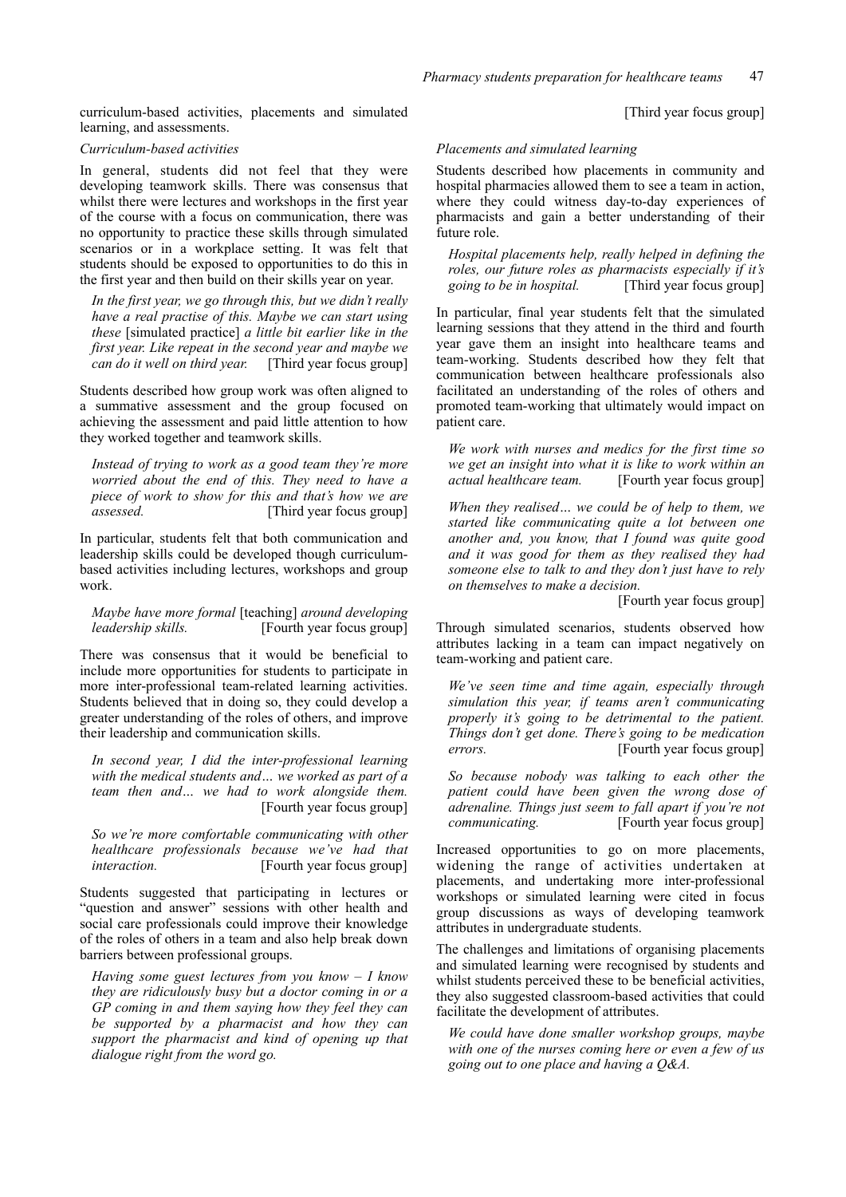curriculum-based activities, placements and simulated learning, and assessments.

### *Curriculum-based activities*

In general, students did not feel that they were developing teamwork skills. There was consensus that whilst there were lectures and workshops in the first year of the course with a focus on communication, there was no opportunity to practice these skills through simulated scenarios or in a workplace setting. It was felt that students should be exposed to opportunities to do this in the first year and then build on their skills year on year.

> *In the first year, we go through this, but we didn't really have a real practise of this. Maybe we can start using these* [simulated practice] *a little bit earlier like in the first year. Like repeat in the second year and maybe we can do it well on third year.* [Third year focus group]

Students described how group work was often aligned to a summative assessment and the group focused on achieving the assessment and paid little attention to how they worked together and teamwork skills.

> *Instead of trying to work as a good team they're more worried about the end of this. They need to have a piece of work to show for this and that's how we are assessed.* [Third year focus group]

In particular, students felt that both communication and leadership skills could be developed though curriculum-based activities including lectures, workshops and group work.

> *Maybe have more formal* [teaching] *around developing leadership skills.* [Fourth year focus group]

There was consensus that it would be beneficial to include more opportunities for students to participate in more inter-professional team-related learning activities. Students believed that in doing so, they could develop a greater understanding of the roles of others, and improve their leadership and communication skills.

> *In second year, I did the inter-professional learning with the medical students and… we worked as part of a team then and… we had to work alongside them.* [Fourth year focus group]

> *So we're more comfortable communicating with other healthcare professionals because we've had that interaction.* [Fourth year focus group]

Students suggested that participating in lectures or "question and answer" sessions with other health and social care professionals could improve their knowledge of the roles of others in a team and also help break down barriers between professional groups.

> *Having some guest lectures from you know – I know they are ridiculously busy but a doctor coming in or a GP coming in and them saying how they feel they can be supported by a pharmacist and how they can support the pharmacist and kind of opening up that dialogue right from the word go.* [Third year focus group]

### *Placements and simulated learning*

Students described how placements in community and hospital pharmacies allowed them to see a team in action, where they could witness day-to-day experiences of pharmacists and gain a better understanding of their future role.

> *Hospital placements help, really helped in defining the roles, our future roles as pharmacists especially if it's going to be in hospital.* [Third year focus group]

In particular, final year students felt that the simulated learning sessions that they attend in the third and fourth year gave them an insight into healthcare teams and team-working. Students described how they felt that communication between healthcare professionals also facilitated an understanding of the roles of others and promoted team-working that ultimately would impact on patient care.

> *We work with nurses and medics for the first time so we get an insight into what it is like to work within an actual healthcare team.* [Fourth year focus group]

> *When they realised… we could be of help to them, we started like communicating quite a lot between one another and, you know, that I found was quite good and it was good for them as they realised they had someone else to talk to and they don't just have to rely on themselves to make a decision.* [Fourth year focus group]

Through simulated scenarios, students observed how attributes lacking in a team can impact negatively on team-working and patient care.

> *We've seen time and time again, especially through simulation this year, if teams aren't communicating properly it's going to be detrimental to the patient. Things don't get done. There's going to be medication errors.* [Fourth year focus group]

> *So because nobody was talking to each other the patient could have been given the wrong dose of adrenaline. Things just seem to fall apart if you're not communicating.* [Fourth year focus group]

Increased opportunities to go on more placements, widening the range of activities undertaken at placements, and undertaking more inter-professional workshops or simulated learning were cited in focus group discussions as ways of developing teamwork attributes in undergraduate students.

The challenges and limitations of organising placements and simulated learning were recognised by students and whilst students perceived these to be beneficial activities, they also suggested classroom-based activities that could facilitate the development of attributes.

> *We could have done smaller workshop groups, maybe with one of the nurses coming here or even a few of us going out to one place and having a Q&A.*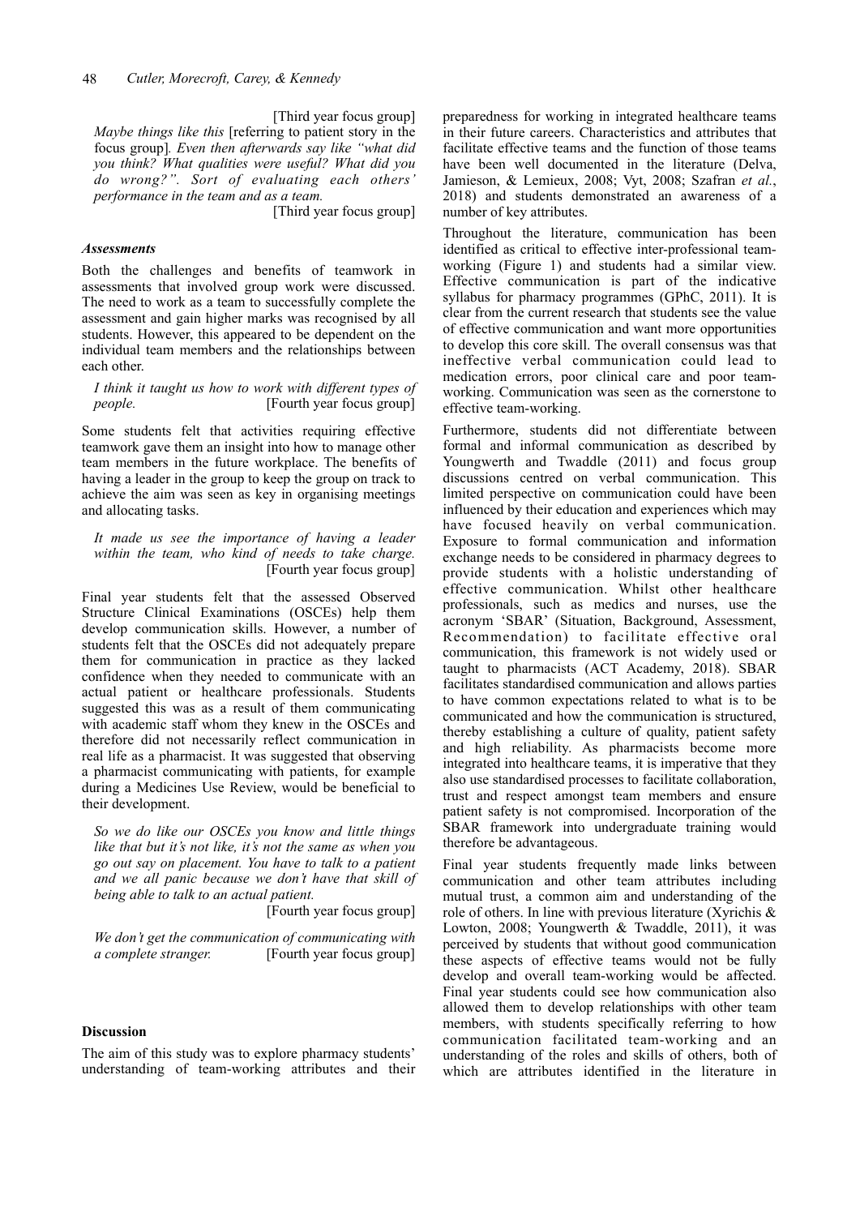[Third year focus group]

*Maybe things like this* [referring to patient story in the focus group]*. Even then afterwards say like "what did you think? What qualities were useful? What did you do wrong?". Sort of evaluating each others' performance in the team and as a team.*

[Third year focus group]

### *Assessments*

Both the challenges and benefits of teamwork in assessments that involved group work were discussed. The need to work as a team to successfully complete the assessment and gain higher marks was recognised by all students. However, this appeared to be dependent on the individual team members and the relationships between each other.

*I think it taught us how to work with different types of people.* [Fourth year focus group]

Some students felt that activities requiring effective teamwork gave them an insight into how to manage other team members in the future workplace. The benefits of having a leader in the group to keep the group on track to achieve the aim was seen as key in organising meetings and allocating tasks.

*It made us see the importance of having a leader within the team, who kind of needs to take charge.* [Fourth year focus group]

Final year students felt that the assessed Observed Structure Clinical Examinations (OSCEs) help them develop communication skills. However, a number of students felt that the OSCEs did not adequately prepare them for communication in practice as they lacked confidence when they needed to communicate with an actual patient or healthcare professionals. Students suggested this was as a result of them communicating with academic staff whom they knew in the OSCEs and therefore did not necessarily reflect communication in real life as a pharmacist. It was suggested that observing a pharmacist communicating with patients, for example during a Medicines Use Review, would be beneficial to their development.

*So we do like our OSCEs you know and little things like that but it's not like, it's not the same as when you go out say on placement. You have to talk to a patient and we all panic because we don't have that skill of being able to talk to an actual patient.*

[Fourth year focus group]

*We don't get the communication of communicating with a complete stranger.* [Fourth year focus group]

## Discussion

The aim of this study was to explore pharmacy students' understanding of team-working attributes and their preparedness for working in integrated healthcare teams in their future careers. Characteristics and attributes that facilitate effective teams and the function of those teams have been well documented in the literature (Delva, Jamieson, & Lemieux, 2008; Vyt, 2008; Szafran *et al.*, 2018) and students demonstrated an awareness of a number of key attributes.

Throughout the literature, communication has been identified as critical to effective inter-professional team-working (Figure 1) and students had a similar view. Effective communication is part of the indicative syllabus for pharmacy programmes (GPhC, 2011). It is clear from the current research that students see the value of effective communication and want more opportunities to develop this core skill. The overall consensus was that ineffective verbal communication could lead to medication errors, poor clinical care and poor team-working. Communication was seen as the cornerstone to effective team-working.

Furthermore, students did not differentiate between formal and informal communication as described by Youngwerth and Twaddle (2011) and focus group discussions centred on verbal communication. This limited perspective on communication could have been influenced by their education and experiences which may have focused heavily on verbal communication. Exposure to formal communication and information exchange needs to be considered in pharmacy degrees to provide students with a holistic understanding of effective communication. Whilst other healthcare professionals, such as medics and nurses, use the acronym 'SBAR' (Situation, Background, Assessment, Recommendation) to facilitate effective oral communication, this framework is not widely used or taught to pharmacists (ACT Academy, 2018). SBAR facilitates standardised communication and allows parties to have common expectations related to what is to be communicated and how the communication is structured, thereby establishing a culture of quality, patient safety and high reliability. As pharmacists become more integrated into healthcare teams, it is imperative that they also use standardised processes to facilitate collaboration, trust and respect amongst team members and ensure patient safety is not compromised. Incorporation of the SBAR framework into undergraduate training would therefore be advantageous.

Final year students frequently made links between communication and other team attributes including mutual trust, a common aim and understanding of the role of others. In line with previous literature (Xyrichis & Lowton, 2008; Youngwerth & Twaddle, 2011), it was perceived by students that without good communication these aspects of effective teams would not be fully develop and overall team-working would be affected. Final year students could see how communication also allowed them to develop relationships with other team members, with students specifically referring to how communication facilitated team-working and an understanding of the roles and skills of others, both of which are attributes identified in the literature in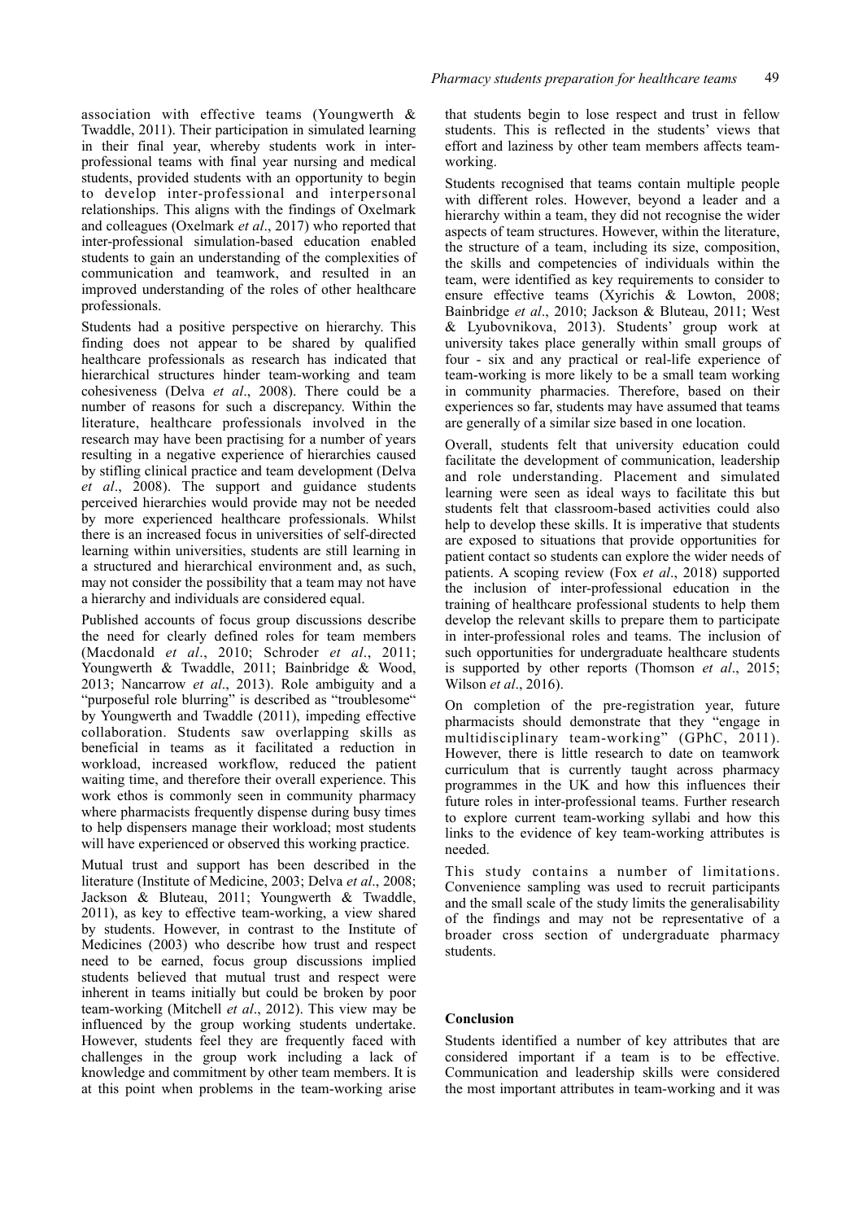association with effective teams (Youngwerth & Twaddle, 2011). Their participation in simulated learning in their final year, whereby students work in inter-professional teams with final year nursing and medical students, provided students with an opportunity to begin to develop inter-professional and interpersonal relationships. This aligns with the findings of Oxelmark and colleagues (Oxelmark *et al*., 2017) who reported that inter-professional simulation-based education enabled students to gain an understanding of the complexities of communication and teamwork, and resulted in an improved understanding of the roles of other healthcare professionals.

Students had a positive perspective on hierarchy. This finding does not appear to be shared by qualified healthcare professionals as research has indicated that hierarchical structures hinder team-working and team cohesiveness (Delva *et al*., 2008). There could be a number of reasons for such a discrepancy. Within the literature, healthcare professionals involved in the research may have been practising for a number of years resulting in a negative experience of hierarchies caused by stifling clinical practice and team development (Delva *et al*., 2008). The support and guidance students perceived hierarchies would provide may not be needed by more experienced healthcare professionals. Whilst there is an increased focus in universities of self-directed learning within universities, students are still learning in a structured and hierarchical environment and, as such, may not consider the possibility that a team may not have a hierarchy and individuals are considered equal.

Published accounts of focus group discussions describe the need for clearly defined roles for team members (Macdonald *et al*., 2010; Schroder *et al*., 2011; Youngwerth & Twaddle, 2011; Bainbridge & Wood, 2013; Nancarrow *et al*., 2013). Role ambiguity and a "purposeful role blurring" is described as "troublesome" by Youngwerth and Twaddle (2011), impeding effective collaboration. Students saw overlapping skills as beneficial in teams as it facilitated a reduction in workload, increased workflow, reduced the patient waiting time, and therefore their overall experience. This work ethos is commonly seen in community pharmacy where pharmacists frequently dispense during busy times to help dispensers manage their workload; most students will have experienced or observed this working practice.

Mutual trust and support has been described in the literature (Institute of Medicine, 2003; Delva *et al*., 2008; Jackson & Bluteau, 2011; Youngwerth & Twaddle, 2011), as key to effective team-working, a view shared by students. However, in contrast to the Institute of Medicines (2003) who describe how trust and respect need to be earned, focus group discussions implied students believed that mutual trust and respect were inherent in teams initially but could be broken by poor team-working (Mitchell *et al*., 2012). This view may be influenced by the group working students undertake. However, students feel they are frequently faced with challenges in the group work including a lack of knowledge and commitment by other team members. It is at this point when problems in the team-working arise that students begin to lose respect and trust in fellow students. This is reflected in the students' views that effort and laziness by other team members affects team-working.

Students recognised that teams contain multiple people with different roles. However, beyond a leader and a hierarchy within a team, they did not recognise the wider aspects of team structures. However, within the literature, the structure of a team, including its size, composition, the skills and competencies of individuals within the team, were identified as key requirements to consider to ensure effective teams (Xyrichis & Lowton, 2008; Bainbridge *et al*., 2010; Jackson & Bluteau, 2011; West & Lyubovnikova, 2013). Students' group work at university takes place generally within small groups of four - six and any practical or real-life experience of team-working is more likely to be a small team working in community pharmacies. Therefore, based on their experiences so far, students may have assumed that teams are generally of a similar size based in one location.

Overall, students felt that university education could facilitate the development of communication, leadership and role understanding. Placement and simulated learning were seen as ideal ways to facilitate this but students felt that classroom-based activities could also help to develop these skills. It is imperative that students are exposed to situations that provide opportunities for patient contact so students can explore the wider needs of patients. A scoping review (Fox *et al*., 2018) supported the inclusion of inter-professional education in the training of healthcare professional students to help them develop the relevant skills to prepare them to participate in inter-professional roles and teams. The inclusion of such opportunities for undergraduate healthcare students is supported by other reports (Thomson *et al*., 2015; Wilson *et al*., 2016).

On completion of the pre-registration year, future pharmacists should demonstrate that they "engage in multidisciplinary team-working" (GPhC, 2011). However, there is little research to date on teamwork curriculum that is currently taught across pharmacy programmes in the UK and how this influences their future roles in inter-professional teams. Further research to explore current team-working syllabi and how this links to the evidence of key team-working attributes is needed.

This study contains a number of limitations. Convenience sampling was used to recruit participants and the small scale of the study limits the generalisability of the findings and may not be representative of a broader cross section of undergraduate pharmacy students.

## Conclusion

Students identified a number of key attributes that are considered important if a team is to be effective. Communication and leadership skills were considered the most important attributes in team-working and it was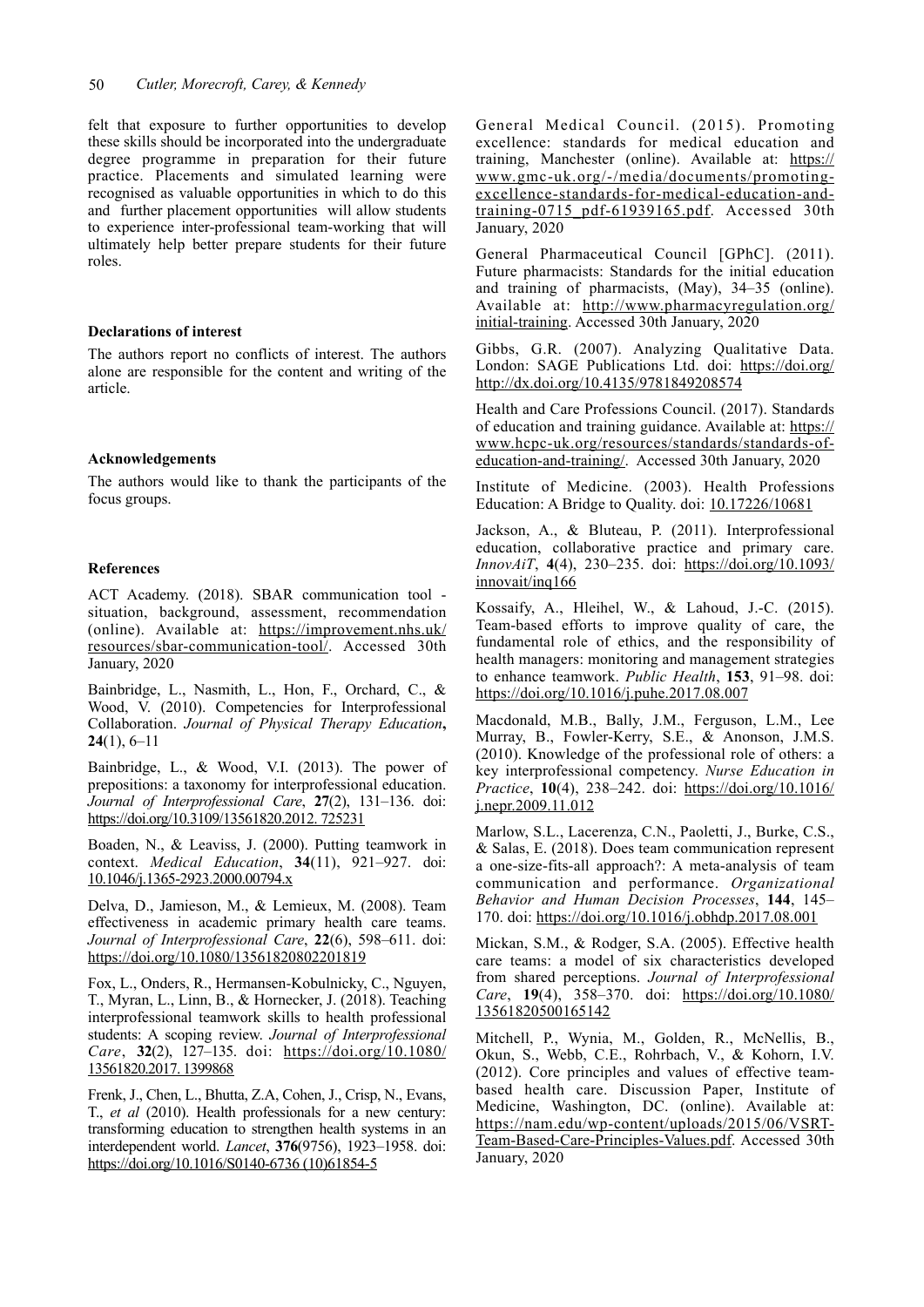felt that exposure to further opportunities to develop these skills should be incorporated into the undergraduate degree programme in preparation for their future practice. Placements and simulated learning were recognised as valuable opportunities in which to do this and further placement opportunities will allow students to experience inter-professional team-working that will ultimately help better prepare students for their future roles.

### Declarations of interest

The authors report no conflicts of interest. The authors alone are responsible for the content and writing of the article.

### Acknowledgements

The authors would like to thank the participants of the focus groups.

### References

ACT Academy. (2018). SBAR communication tool - situation, background, assessment, recommendation (online). Available at: https://improvement.nhs.uk/resources/sbar-communication-tool/. Accessed 30th January, 2020

Bainbridge, L., Nasmith, L., Hon, F., Orchard, C., & Wood, V. (2010). Competencies for Interprofessional Collaboration. *Journal of Physical Therapy Education*, **24**(1), 6–11

Bainbridge, L., & Wood, V.I. (2013). The power of prepositions: a taxonomy for interprofessional education. *Journal of Interprofessional Care*, **27**(2), 131–136. doi: https://doi.org/10.3109/13561820.2012. 725231

Boaden, N., & Leaviss, J. (2000). Putting teamwork in context. *Medical Education*, **34**(11), 921–927. doi: 10.1046/j.1365-2923.2000.00794.x

Delva, D., Jamieson, M., & Lemieux, M. (2008). Team effectiveness in academic primary health care teams. *Journal of Interprofessional Care*, **22**(6), 598–611. doi: https://doi.org/10.1080/13561820802201819

Fox, L., Onders, R., Hermansen-Kobulnicky, C., Nguyen, T., Myran, L., Linn, B., & Hornecker, J. (2018). Teaching interprofessional teamwork skills to health professional students: A scoping review. *Journal of Interprofessional Care*, **32**(2), 127–135. doi: https://doi.org/10.1080/13561820.2017. 1399868

Frenk, J., Chen, L., Bhutta, Z.A, Cohen, J., Crisp, N., Evans, T., *et al* (2010). Health professionals for a new century: transforming education to strengthen health systems in an interdependent world. *Lancet*, **376**(9756), 1923–1958. doi: https://doi.org/10.1016/S0140-6736 (10)61854-5

General Medical Council. (2015). Promoting excellence: standards for medical education and training, Manchester (online). Available at: https://www.gmc-uk.org/-/media/documents/promoting-excellence-standards-for-medical-education-and-training-0715_pdf-61939165.pdf. Accessed 30th January, 2020

General Pharmaceutical Council [GPhC]. (2011). Future pharmacists: Standards for the initial education and training of pharmacists, (May), 34–35 (online). Available at: http://www.pharmacyregulation.org/initial-training. Accessed 30th January, 2020

Gibbs, G.R. (2007). Analyzing Qualitative Data. London: SAGE Publications Ltd. doi: https://doi.org/http://dx.doi.org/10.4135/9781849208574

Health and Care Professions Council. (2017). Standards of education and training guidance. Available at: https://www.hcpc-uk.org/resources/standards/standards-of-education-and-training/. Accessed 30th January, 2020

Institute of Medicine. (2003). Health Professions Education: A Bridge to Quality. doi: 10.17226/10681

Jackson, A., & Bluteau, P. (2011). Interprofessional education, collaborative practice and primary care. *InnovAiT*, **4**(4), 230–235. doi: https://doi.org/10.1093/innovait/inq166

Kossaify, A., Hleihel, W., & Lahoud, J.-C. (2015). Team-based efforts to improve quality of care, the fundamental role of ethics, and the responsibility of health managers: monitoring and management strategies to enhance teamwork. *Public Health*, **153**, 91–98. doi: https://doi.org/10.1016/j.puhe.2017.08.007

Macdonald, M.B., Bally, J.M., Ferguson, L.M., Lee Murray, B., Fowler-Kerry, S.E., & Anonson, J.M.S. (2010). Knowledge of the professional role of others: a key interprofessional competency. *Nurse Education in Practice*, **10**(4), 238–242. doi: https://doi.org/10.1016/j.nepr.2009.11.012

Marlow, S.L., Lacerenza, C.N., Paoletti, J., Burke, C.S., & Salas, E. (2018). Does team communication represent a one-size-fits-all approach?: A meta-analysis of team communication and performance. *Organizational Behavior and Human Decision Processes*, **144**, 145–170. doi: https://doi.org/10.1016/j.obhdp.2017.08.001

Mickan, S.M., & Rodger, S.A. (2005). Effective health care teams: a model of six characteristics developed from shared perceptions. *Journal of Interprofessional Care*, **19**(4), 358–370. doi: https://doi.org/10.1080/13561820500165142

Mitchell, P., Wynia, M., Golden, R., McNellis, B., Okun, S., Webb, C.E., Rohrbach, V., & Kohorn, I.V. (2012). Core principles and values of effective team-based health care. Discussion Paper, Institute of Medicine, Washington, DC. (online). Available at: https://nam.edu/wp-content/uploads/2015/06/VSRT-Team-Based-Care-Principles-Values.pdf. Accessed 30th January, 2020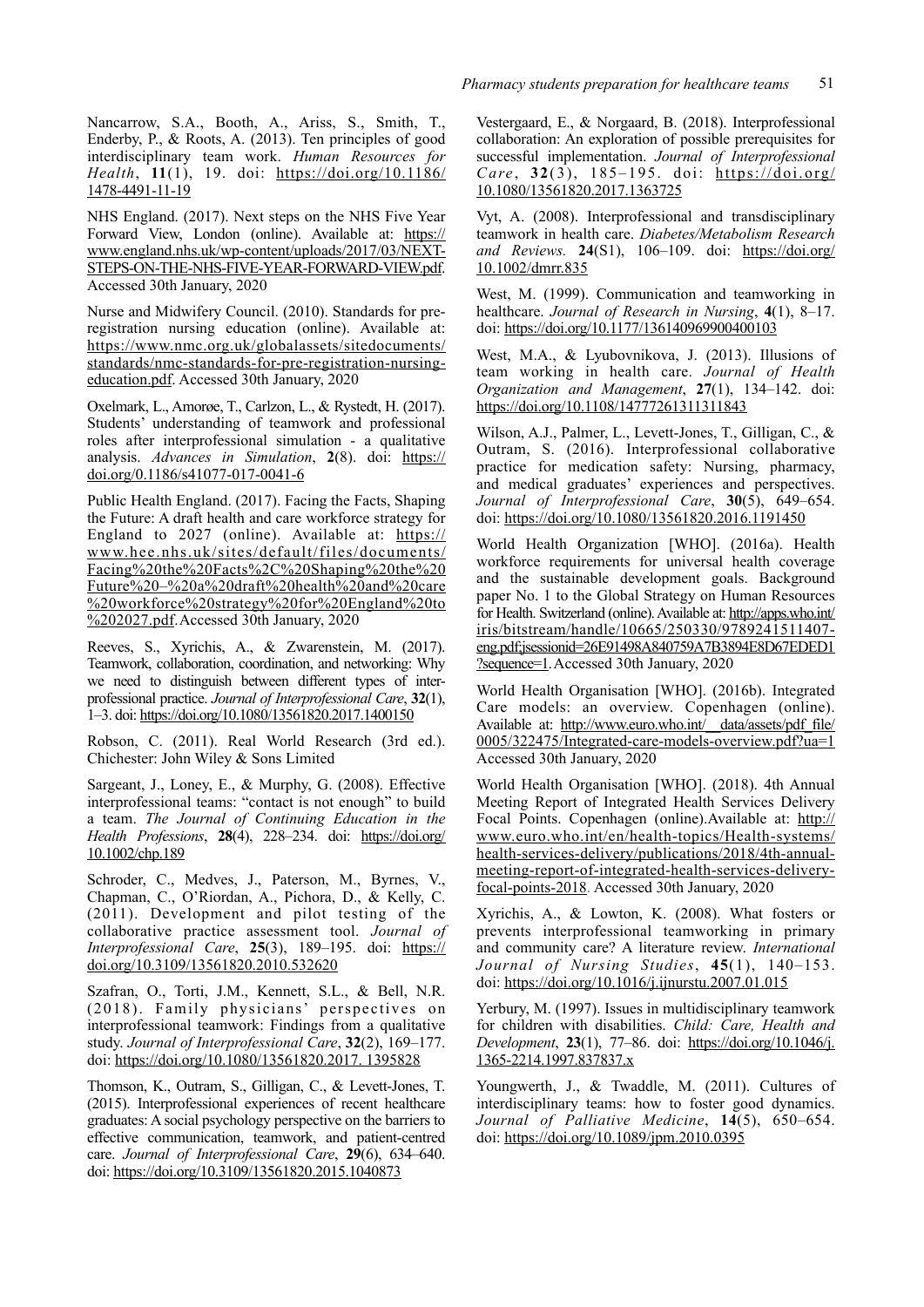Nancarrow, S.A., Booth, A., Ariss, S., Smith, T., Enderby, P., & Roots, A. (2013). Ten principles of good interdisciplinary team work. *Human Resources for Health*, **11**(1), 19. doi: https://doi.org/10.1186/1478-4491-11-19

NHS England. (2017). Next steps on the NHS Five Year Forward View, London (online). Available at: https://www.england.nhs.uk/wp-content/uploads/2017/03/NEXT-STEPS-ON-THE-NHS-FIVE-YEAR-FORWARD-VIEW.pdf. Accessed 30th January, 2020

Nurse and Midwifery Council. (2010). Standards for pre-registration nursing education (online). Available at: https://www.nmc.org.uk/globalassets/sitedocuments/standards/nmc-standards-for-pre-registration-nursing-education.pdf. Accessed 30th January, 2020

Oxelmark, L., Amorøe, T., Carlzon, L., & Rystedt, H. (2017). Students' understanding of teamwork and professional roles after interprofessional simulation - a qualitative analysis. *Advances in Simulation*, **2**(8). doi: https://doi.org/0.1186/s41077-017-0041-6

Public Health England. (2017). Facing the Facts, Shaping the Future: A draft health and care workforce strategy for England to 2027 (online). Available at: https://www.hee.nhs.uk/sites/default/files/documents/Facing%20the%20Facts%2C%20Shaping%20the%20Future%20–%20a%20draft%20health%20and%20care%20workforce%20strategy%20for%20England%20to%202027.pdf. Accessed 30th January, 2020

Reeves, S., Xyrichis, A., & Zwarenstein, M. (2017). Teamwork, collaboration, coordination, and networking: Why we need to distinguish between different types of inter-professional practice. *Journal of Interprofessional Care*, **32**(1), 1–3. doi: https://doi.org/10.1080/13561820.2017.1400150

Robson, C. (2011). Real World Research (3rd ed.). Chichester: John Wiley & Sons Limited

Sargeant, J., Loney, E., & Murphy, G. (2008). Effective interprofessional teams: "contact is not enough" to build a team. *The Journal of Continuing Education in the Health Professions*, **28**(4), 228–234. doi: https://doi.org/10.1002/chp.189

Schroder, C., Medves, J., Paterson, M., Byrnes, V., Chapman, C., O'Riordan, A., Pichora, D., & Kelly, C. (2011). Development and pilot testing of the collaborative practice assessment tool. *Journal of Interprofessional Care*, **25**(3), 189–195. doi: https://doi.org/10.3109/13561820.2010.532620

Szafran, O., Torti, J.M., Kennett, S.L., & Bell, N.R. (2018). Family physicians' perspectives on interprofessional teamwork: Findings from a qualitative study. *Journal of Interprofessional Care*, **32**(2), 169–177. doi: https://doi.org/10.1080/13561820.2017. 1395828

Thomson, K., Outram, S., Gilligan, C., & Levett-Jones, T. (2015). Interprofessional experiences of recent healthcare graduates: A social psychology perspective on the barriers to effective communication, teamwork, and patient-centred care. *Journal of Interprofessional Care*, **29**(6), 634–640. doi: https://doi.org/10.3109/13561820.2015.1040873

Vestergaard, E., & Norgaard, B. (2018). Interprofessional collaboration: An exploration of possible prerequisites for successful implementation. *Journal of Interprofessional Care*, **32**(3), 185–195. doi: https://doi.org/10.1080/13561820.2017.1363725

Vyt, A. (2008). Interprofessional and transdisciplinary teamwork in health care. *Diabetes/Metabolism Research and Reviews.* **24**(S1), 106–109. doi: https://doi.org/10.1002/dmrr.835

West, M. (1999). Communication and teamworking in healthcare. *Journal of Research in Nursing*, **4**(1), 8–17. doi: https://doi.org/10.1177/136140969900400103

West, M.A., & Lyubovnikova, J. (2013). Illusions of team working in health care. *Journal of Health Organization and Management*, **27**(1), 134–142. doi: https://doi.org/10.1108/14777261311311843

Wilson, A.J., Palmer, L., Levett-Jones, T., Gilligan, C., & Outram, S. (2016). Interprofessional collaborative practice for medication safety: Nursing, pharmacy, and medical graduates' experiences and perspectives. *Journal of Interprofessional Care*, **30**(5), 649–654. doi: https://doi.org/10.1080/13561820.2016.1191450

World Health Organization [WHO]. (2016a). Health workforce requirements for universal health coverage and the sustainable development goals. Background paper No. 1 to the Global Strategy on Human Resources for Health. Switzerland (online). Available at: http://apps.who.int/iris/bitstream/handle/10665/250330/9789241511407-eng.pdf;jsessionid=26E91498A840759A7B3894E8D67EDED1?sequence=1. Accessed 30th January, 2020

World Health Organisation [WHO]. (2016b). Integrated Care models: an overview. Copenhagen (online). Available at: http://www.euro.who.int/__data/assets/pdf_file/0005/322475/Integrated-care-models-overview.pdf?ua=1 Accessed 30th January, 2020

World Health Organisation [WHO]. (2018). 4th Annual Meeting Report of Integrated Health Services Delivery Focal Points. Copenhagen (online).Available at: http://www.euro.who.int/en/health-topics/Health-systems/health-services-delivery/publications/2018/4th-annual-meeting-report-of-integrated-health-services-delivery-focal-points-2018. Accessed 30th January, 2020

Xyrichis, A., & Lowton, K. (2008). What fosters or prevents interprofessional teamworking in primary and community care? A literature review. *International Journal of Nursing Studies*, **45**(1), 140–153. doi: https://doi.org/10.1016/j.ijnurstu.2007.01.015

Yerbury, M. (1997). Issues in multidisciplinary teamwork for children with disabilities. *Child: Care, Health and Development*, **23**(1), 77–86. doi: https://doi.org/10.1046/j.1365-2214.1997.837837.x

Youngwerth, J., & Twaddle, M. (2011). Cultures of interdisciplinary teams: how to foster good dynamics. *Journal of Palliative Medicine*, **14**(5), 650–654. doi: https://doi.org/10.1089/jpm.2010.0395